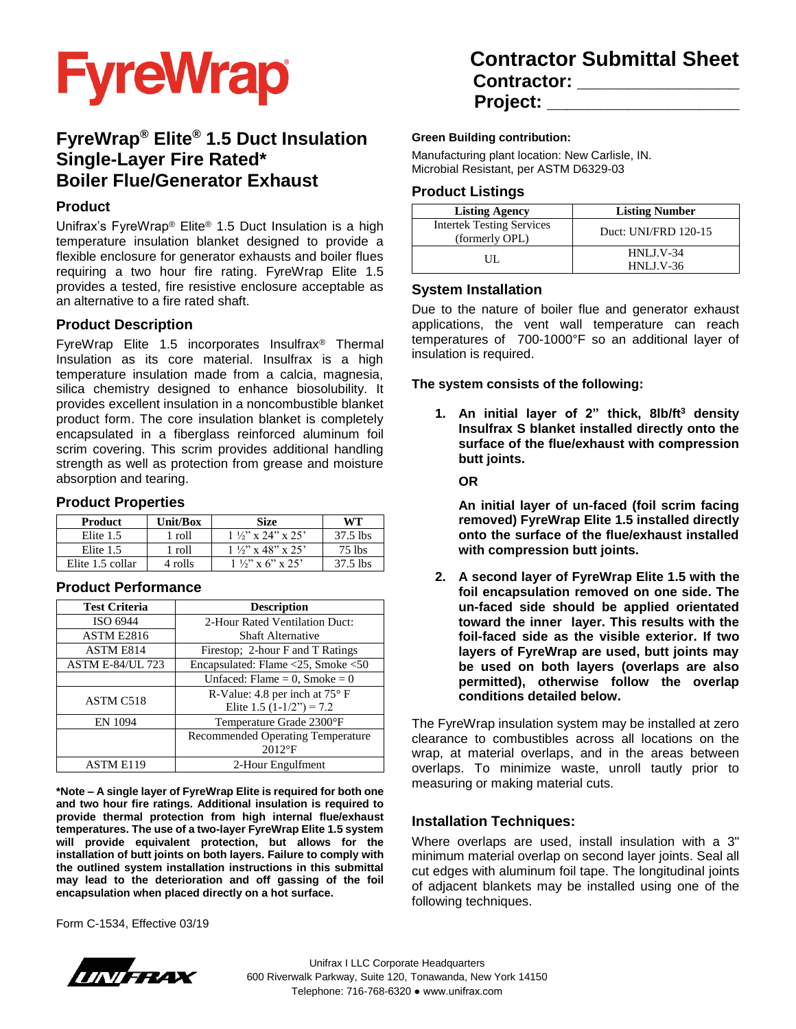# FyreWrap®

## Contractor Submittal Sheet

**Contractor: ________________**

**Project: ____________________**

## FyreWrap® Elite® 1.5 Duct Insulation Single-Layer Fire Rated* Boiler Flue/Generator Exhaust

### Product

Unifrax's FyreWrap® Elite® 1.5 Duct Insulation is a high temperature insulation blanket designed to provide a flexible enclosure for generator exhausts and boiler flues requiring a two hour fire rating. FyreWrap Elite 1.5 provides a tested, fire resistive enclosure acceptable as an alternative to a fire rated shaft.

### Product Description

FyreWrap Elite 1.5 incorporates Insulfrax® Thermal Insulation as its core material. Insulfrax is a high temperature insulation made from a calcia, magnesia, silica chemistry designed to enhance biosolubility. It provides excellent insulation in a noncombustible blanket product form. The core insulation blanket is completely encapsulated in a fiberglass reinforced aluminum foil scrim covering. This scrim provides additional handling strength as well as protection from grease and moisture absorption and tearing.

### Product Properties

| Product | Unit/Box | Size | WT |
|---|---|---|---|
| Elite 1.5 | 1 roll | 1 ½" x 24" x 25' | 37.5 lbs |
| Elite 1.5 | 1 roll | 1 ½" x 48" x 25' | 75 lbs |
| Elite 1.5 collar | 4 rolls | 1 ½" x 6" x 25' | 37.5 lbs |

### Product Performance

| Test Criteria | Description |
|---|---|
| ISO 6944 | 2-Hour Rated Ventilation Duct: |
| ASTM E2816 | Shaft Alternative |
| ASTM E814 | Firestop; 2-hour F and T Ratings |
| ASTM E-84/UL 723 | Encapsulated: Flame <25, Smoke <50 |
| | Unfaced: Flame = 0, Smoke = 0 |
| ASTM C518 | R-Value: 4.8 per inch at 75° F Elite 1.5 (1-1/2") = 7.2 |
| EN 1094 | Temperature Grade 2300°F |
| | Recommended Operating Temperature 2012°F |
| ASTM E119 | 2-Hour Engulfment |

**\*Note – A single layer of FyreWrap Elite is required for both one and two hour fire ratings. Additional insulation is required to provide thermal protection from high internal flue/exhaust temperatures. The use of a two-layer FyreWrap Elite 1.5 system will provide equivalent protection, but allows for the installation of butt joints on both layers. Failure to comply with the outlined system installation instructions in this submittal may lead to the deterioration and off gassing of the foil encapsulation when placed directly on a hot surface.**

Form C-1534, Effective 03/19

**Green Building contribution:**

Manufacturing plant location: New Carlisle, IN.
Microbial Resistant, per ASTM D6329-03

### Product Listings

| Listing Agency | Listing Number |
|---|---|
| Intertek Testing Services (formerly OPL) | Duct: UNI/FRD 120-15 |
| UL | HNLJ.V-34<br>HNLJ.V-36 |

### System Installation

Due to the nature of boiler flue and generator exhaust applications, the vent wall temperature can reach temperatures of 700-1000°F so an additional layer of insulation is required.

**The system consists of the following:**

1. **An initial layer of 2" thick, 8lb/ft³ density Insulfrax S blanket installed directly onto the surface of the flue/exhaust with compression butt joints.**

   **OR**

   **An initial layer of un-faced (foil scrim facing removed) FyreWrap Elite 1.5 installed directly onto the surface of the flue/exhaust installed with compression butt joints.**

2. **A second layer of FyreWrap Elite 1.5 with the foil encapsulation removed on one side. The un-faced side should be applied orientated toward the inner layer. This results with the foil-faced side as the visible exterior. If two layers of FyreWrap Elite 1.5 are used, butt joints may be used on both layers (overlaps are also permitted), otherwise follow the overlap conditions detailed below.**

The FyreWrap insulation system may be installed at zero clearance to combustibles across all locations on the wrap, at material overlaps, and in the areas between overlaps. To minimize waste, unroll tautly prior to measuring or making material cuts.

### Installation Techniques:

Where overlaps are used, install insulation with a 3" minimum material overlap on second layer joints. Seal all cut edges with aluminum foil tape. The longitudinal joints of adjacent blankets may be installed using one of the following techniques.

UNIFRAX

Unifrax I LLC Corporate Headquarters
600 Riverwalk Parkway, Suite 120, Tonawanda, New York 14150
Telephone: 716-768-6320 ● www.unifrax.com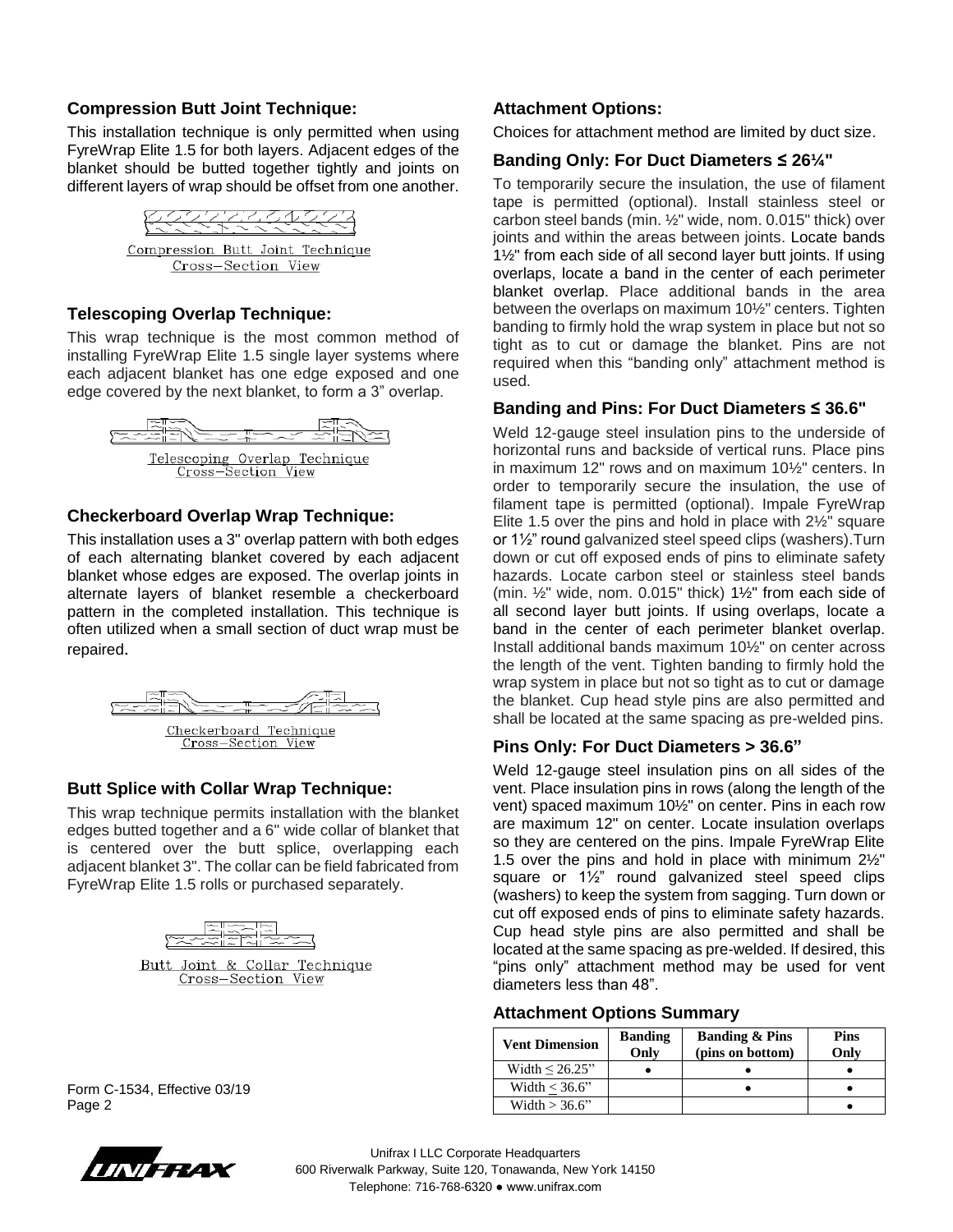### Compression Butt Joint Technique:

This installation technique is only permitted when using FyreWrap Elite 1.5 for both layers. Adjacent edges of the blanket should be butted together tightly and joints on different layers of wrap should be offset from one another.

Compression Butt Joint Technique
Cross–Section View

### Telescoping Overlap Technique:

This wrap technique is the most common method of installing FyreWrap Elite 1.5 single layer systems where each adjacent blanket has one edge exposed and one edge covered by the next blanket, to form a 3" overlap.

Telescoping Overlap Technique
Cross–Section View

### Checkerboard Overlap Wrap Technique:

This installation uses a 3" overlap pattern with both edges of each alternating blanket covered by each adjacent blanket whose edges are exposed. The overlap joints in alternate layers of blanket resemble a checkerboard pattern in the completed installation. This technique is often utilized when a small section of duct wrap must be repaired.

Checkerboard Technique
Cross–Section View

### Butt Splice with Collar Wrap Technique:

This wrap technique permits installation with the blanket edges butted together and a 6" wide collar of blanket that is centered over the butt splice, overlapping each adjacent blanket 3". The collar can be field fabricated from FyreWrap Elite 1.5 rolls or purchased separately.

Butt Joint & Collar Technique
Cross–Section View

### Attachment Options:

Choices for attachment method are limited by duct size.

### Banding Only: For Duct Diameters ≤ 26¼"

To temporarily secure the insulation, the use of filament tape is permitted (optional). Install stainless steel or carbon steel bands (min. ½" wide, nom. 0.015" thick) over joints and within the areas between joints. Locate bands 1½" from each side of all second layer butt joints. If using overlaps, locate a band in the center of each perimeter blanket overlap. Place additional bands in the area between the overlaps on maximum 10½" centers. Tighten banding to firmly hold the wrap system in place but not so tight as to cut or damage the blanket. Pins are not required when this "banding only" attachment method is used.

### Banding and Pins: For Duct Diameters ≤ 36.6"

Weld 12-gauge steel insulation pins to the underside of horizontal runs and backside of vertical runs. Place pins in maximum 12" rows and on maximum 10½" centers. In order to temporarily secure the insulation, the use of filament tape is permitted (optional). Impale FyreWrap Elite 1.5 over the pins and hold in place with 2½" square or 1½" round galvanized steel speed clips (washers).Turn down or cut off exposed ends of pins to eliminate safety hazards. Locate carbon steel or stainless steel bands (min. ½" wide, nom. 0.015" thick) 1½" from each side of all second layer butt joints. If using overlaps, locate a band in the center of each perimeter blanket overlap. Install additional bands maximum 10½" on center across the length of the vent. Tighten banding to firmly hold the wrap system in place but not so tight as to cut or damage the blanket. Cup head style pins are also permitted and shall be located at the same spacing as pre-welded pins.

### Pins Only: For Duct Diameters > 36.6"

Weld 12-gauge steel insulation pins on all sides of the vent. Place insulation pins in rows (along the length of the vent) spaced maximum 10½" on center. Pins in each row are maximum 12" on center. Locate insulation overlaps so they are centered on the pins. Impale FyreWrap Elite 1.5 over the pins and hold in place with minimum 2½" square or 1½" round galvanized steel speed clips (washers) to keep the system from sagging. Turn down or cut off exposed ends of pins to eliminate safety hazards. Cup head style pins are also permitted and shall be located at the same spacing as pre-welded. If desired, this "pins only" attachment method may be used for vent diameters less than 48".

### Attachment Options Summary

| Vent Dimension | Banding Only | Banding & Pins (pins on bottom) | Pins Only |
|---|---|---|---|
| Width ≤ 26.25" | • | • | • |
| Width ≤ 36.6" | | • | • |
| Width > 36.6" | | | • |

Form C-1534, Effective 03/19

Unifrax I LLC Corporate Headquarters
600 Riverwalk Parkway, Suite 120, Tonawanda, New York 14150
Telephone: 716-768-6320 ● www.unifrax.com